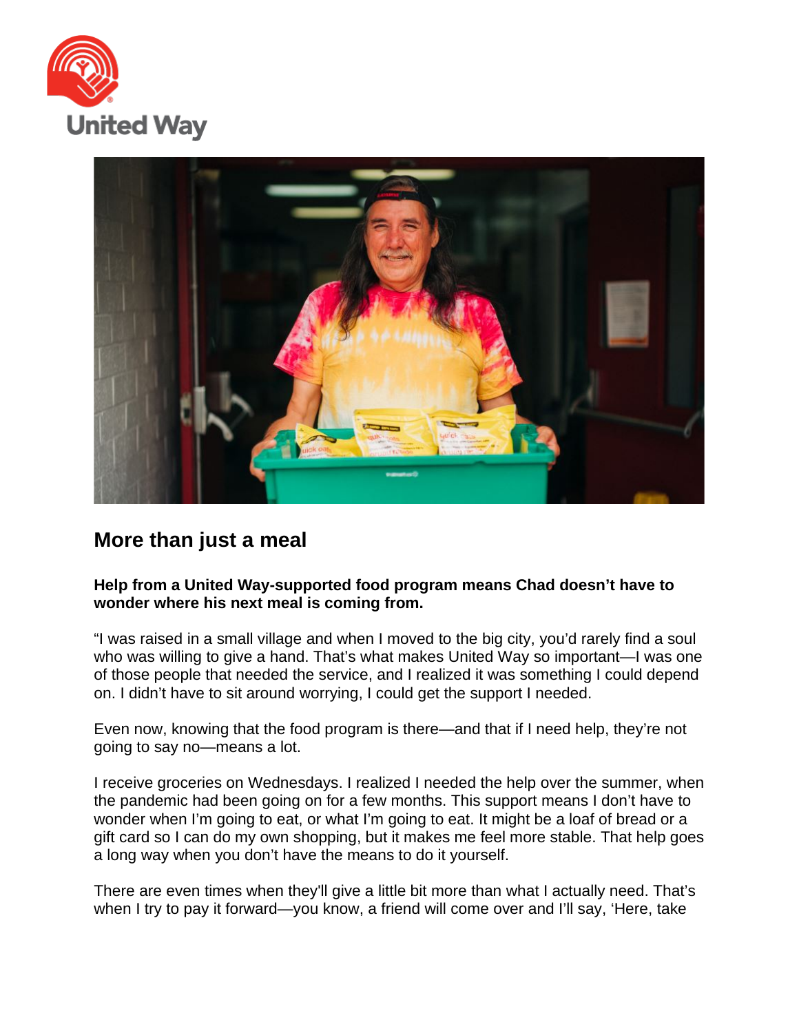United Way

## More than just a meal

**Help from a United Way-supported food program means Chad doesn't have to wonder where his next meal is coming from.**

"I was raised in a small village and when I moved to the big city, you'd rarely find a soul who was willing to give a hand. That's what makes United Way so important—I was one of those people that needed the service, and I realized it was something I could depend on. I didn't have to sit around worrying, I could get the support I needed.

Even now, knowing that the food program is there—and that if I need help, they're not going to say no—means a lot.

I receive groceries on Wednesdays. I realized I needed the help over the summer, when the pandemic had been going on for a few months. This support means I don't have to wonder when I'm going to eat, or what I'm going to eat. It might be a loaf of bread or a gift card so I can do my own shopping, but it makes me feel more stable. That help goes a long way when you don't have the means to do it yourself.

There are even times when they'll give a little bit more than what I actually need. That's when I try to pay it forward—you know, a friend will come over and I'll say, 'Here, take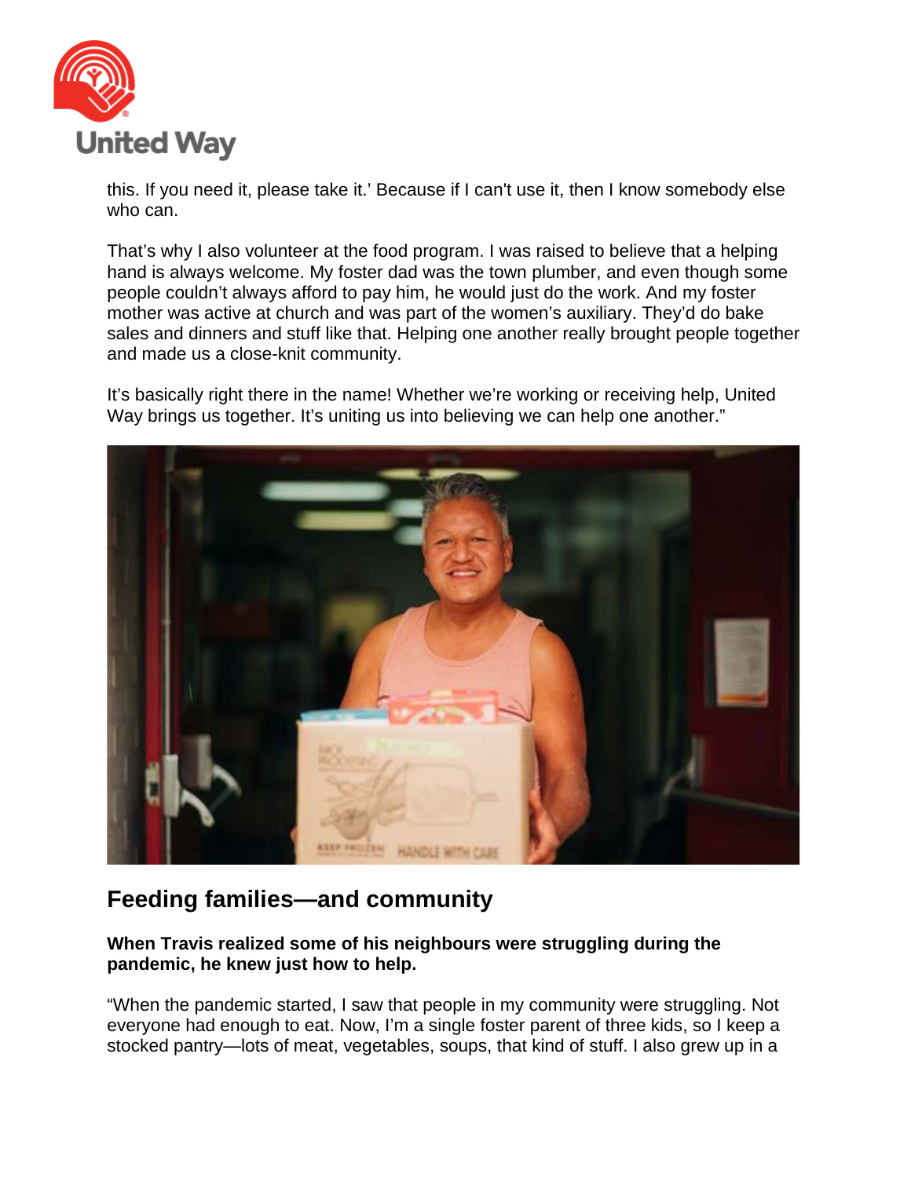this. If you need it, please take it.' Because if I can't use it, then I know somebody else who can.

That's why I also volunteer at the food program. I was raised to believe that a helping hand is always welcome. My foster dad was the town plumber, and even though some people couldn't always afford to pay him, he would just do the work. And my foster mother was active at church and was part of the women's auxiliary. They'd do bake sales and dinners and stuff like that. Helping one another really brought people together and made us a close-knit community.

It's basically right there in the name! Whether we're working or receiving help, United Way brings us together. It's uniting us into believing we can help one another."

## Feeding families—and community

**When Travis realized some of his neighbours were struggling during the pandemic, he knew just how to help.**

"When the pandemic started, I saw that people in my community were struggling. Not everyone had enough to eat. Now, I'm a single foster parent of three kids, so I keep a stocked pantry—lots of meat, vegetables, soups, that kind of stuff. I also grew up in a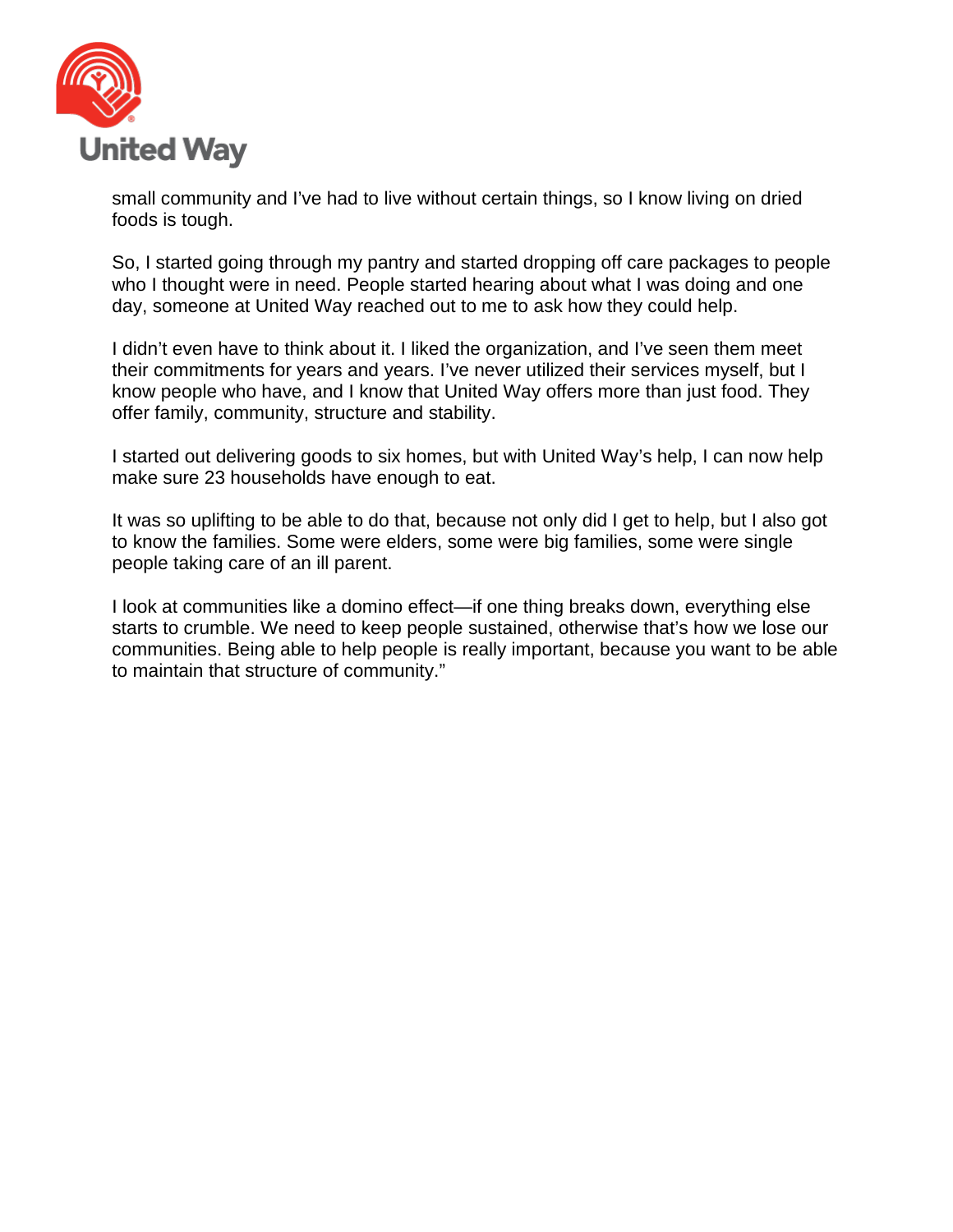small community and I've had to live without certain things, so I know living on dried foods is tough.

So, I started going through my pantry and started dropping off care packages to people who I thought were in need. People started hearing about what I was doing and one day, someone at United Way reached out to me to ask how they could help.

I didn't even have to think about it. I liked the organization, and I've seen them meet their commitments for years and years. I've never utilized their services myself, but I know people who have, and I know that United Way offers more than just food. They offer family, community, structure and stability.

I started out delivering goods to six homes, but with United Way's help, I can now help make sure 23 households have enough to eat.

It was so uplifting to be able to do that, because not only did I get to help, but I also got to know the families. Some were elders, some were big families, some were single people taking care of an ill parent.

I look at communities like a domino effect—if one thing breaks down, everything else starts to crumble. We need to keep people sustained, otherwise that's how we lose our communities. Being able to help people is really important, because you want to be able to maintain that structure of community."